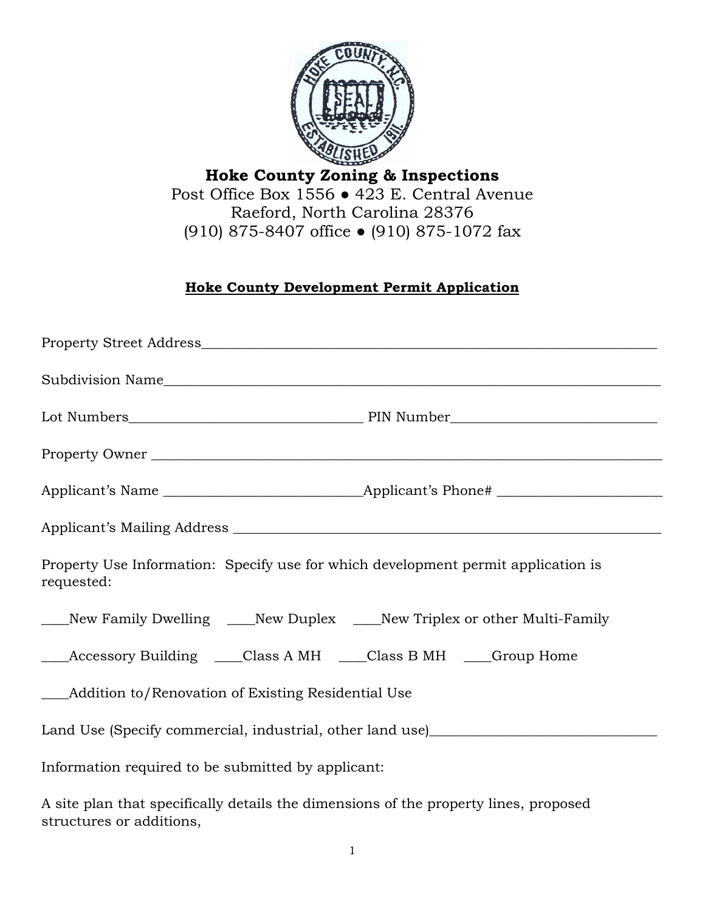**Hoke County Zoning & Inspections**
Post Office Box 1556 ● 423 E. Central Avenue
Raeford, North Carolina 28376
(910) 875-8407 office ● (910) 875-1072 fax

**Hoke County Development Permit Application**

Property Street Address____________________________________________________________________

Subdivision Name__________________________________________________________________________

Lot Numbers________________________________ PIN Number____________________________

Property Owner ____________________________________________________________________________

Applicant's Name ___________________________Applicant's Phone# ______________________

Applicant's Mailing Address ___________________________________________________________

Property Use Information: Specify use for which development permit application is requested:

____New Family Dwelling ____New Duplex ____New Triplex or other Multi-Family

____Accessory Building ____Class A MH ____Class B MH ____Group Home

____Addition to/Renovation of Existing Residential Use

Land Use (Specify commercial, industrial, other land use)_____________________________

Information required to be submitted by applicant:

A site plan that specifically details the dimensions of the property lines, proposed structures or additions,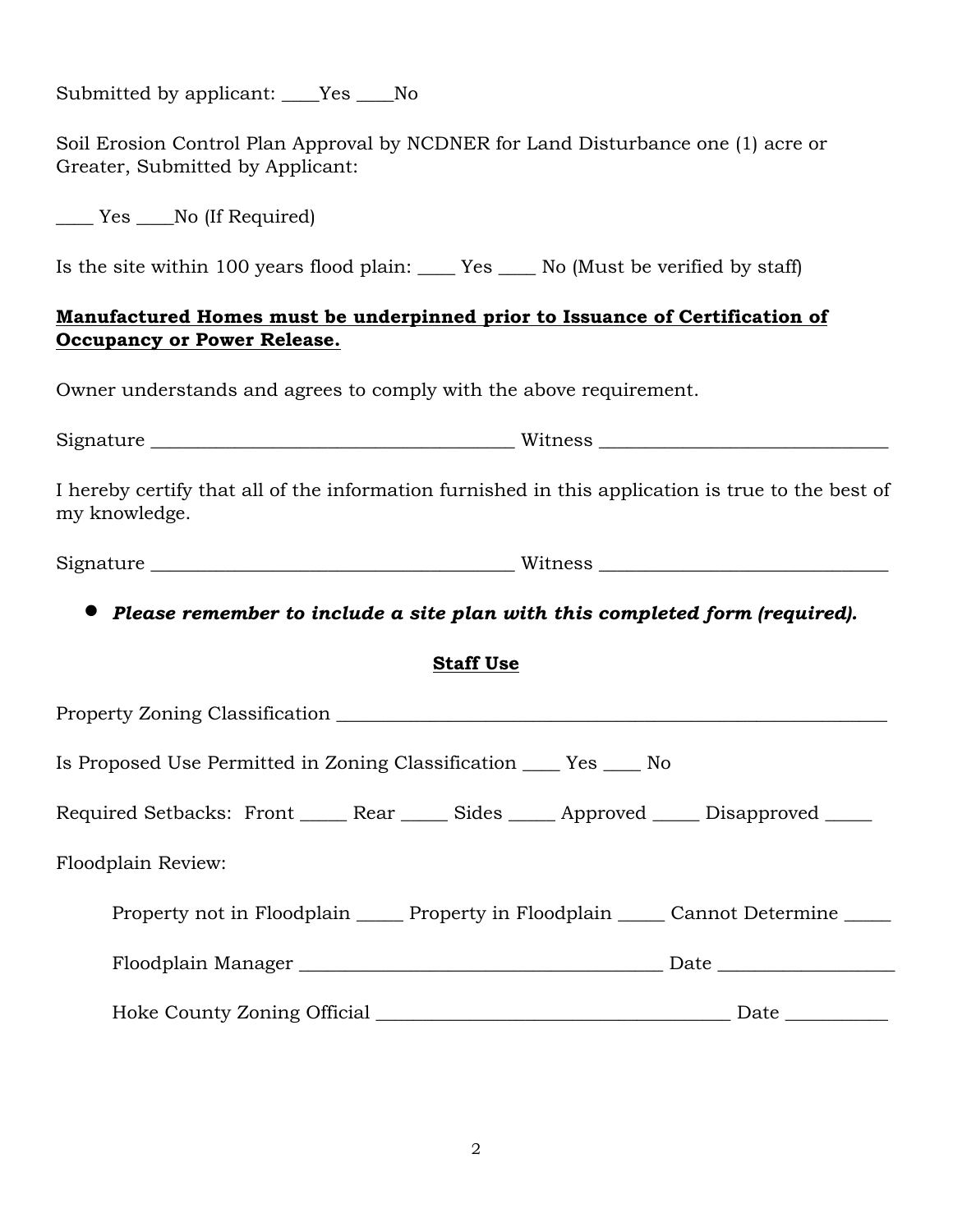Submitted by applicant: ____Yes ____No

Soil Erosion Control Plan Approval by NCDNER for Land Disturbance one (1) acre or Greater, Submitted by Applicant:

____ Yes ____No (If Required)

Is the site within 100 years flood plain: ____ Yes ____ No (Must be verified by staff)

**Manufactured Homes must be underpinned prior to Issuance of Certification of Occupancy or Power Release.**

Owner understands and agrees to comply with the above requirement.

Signature ______________________________________ Witness ______________________________

I hereby certify that all of the information furnished in this application is true to the best of my knowledge.

Signature ______________________________________ Witness ______________________________

- ***Please remember to include a site plan with this completed form (required).***

**Staff Use**

Property Zoning Classification __________________________________________________________

Is Proposed Use Permitted in Zoning Classification ____ Yes ____ No

Required Setbacks: Front _____ Rear _____ Sides _____ Approved _____ Disapproved _____

Floodplain Review:

Property not in Floodplain _____ Property in Floodplain _____ Cannot Determine _____

Floodplain Manager ______________________________________ Date __________________

Hoke County Zoning Official _____________________________________ Date __________